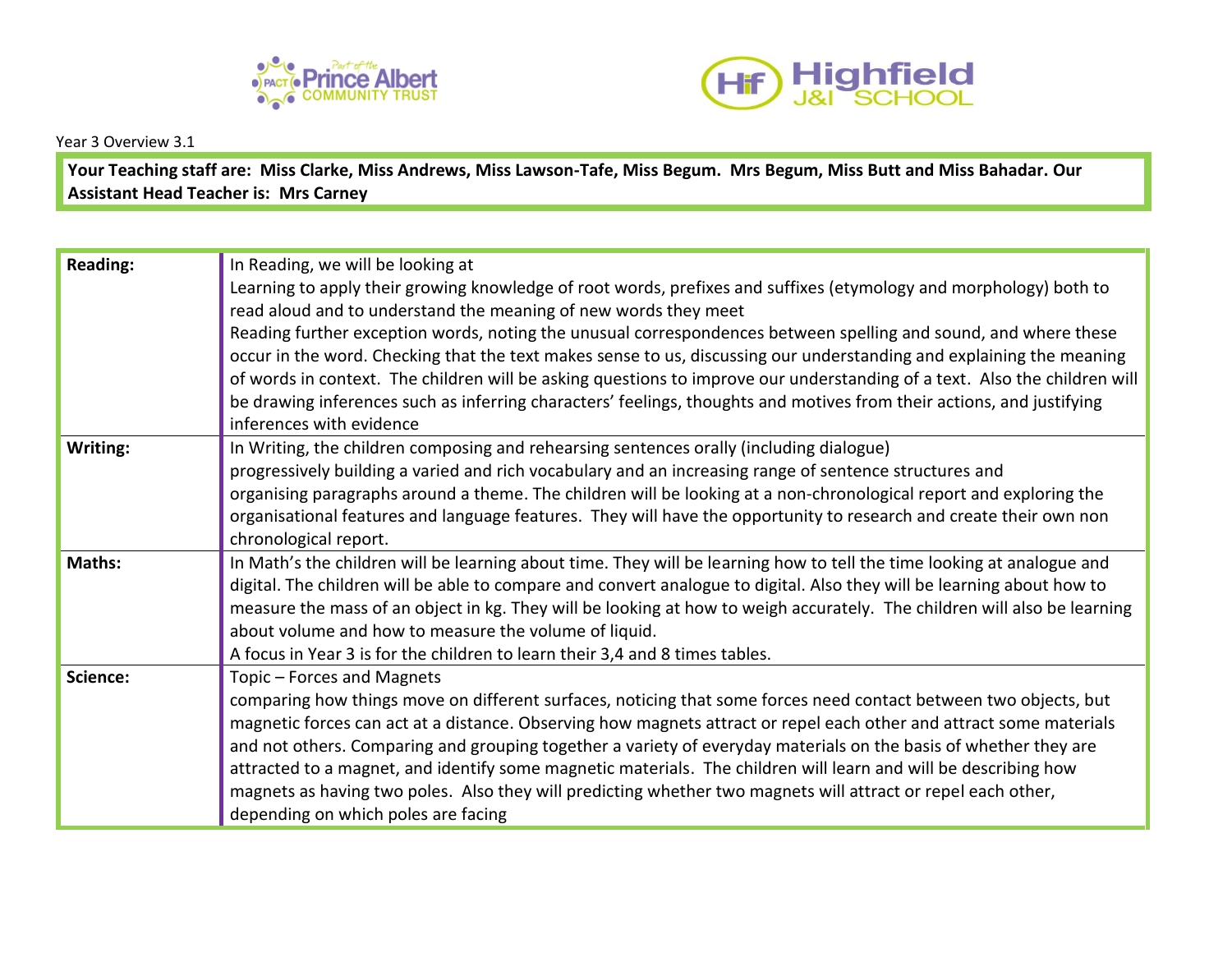Year 3 Overview 3.1

**Your Teaching staff are: Miss Clarke, Miss Andrews, Miss Lawson-Tafe, Miss Begum. Mrs Begum, Miss Butt and Miss Bahadar. Our Assistant Head Teacher is: Mrs Carney**

| | |
|---|---|
| **Reading:** | In Reading, we will be looking at<br>Learning to apply their growing knowledge of root words, prefixes and suffixes (etymology and morphology) both to read aloud and to understand the meaning of new words they meet<br>Reading further exception words, noting the unusual correspondences between spelling and sound, and where these occur in the word. Checking that the text makes sense to us, discussing our understanding and explaining the meaning of words in context. The children will be asking questions to improve our understanding of a text. Also the children will be drawing inferences such as inferring characters' feelings, thoughts and motives from their actions, and justifying inferences with evidence |
| **Writing:** | In Writing, the children composing and rehearsing sentences orally (including dialogue)<br>progressively building a varied and rich vocabulary and an increasing range of sentence structures and<br>organising paragraphs around a theme. The children will be looking at a non-chronological report and exploring the organisational features and language features. They will have the opportunity to research and create their own non chronological report. |
| **Maths:** | In Math's the children will be learning about time. They will be learning how to tell the time looking at analogue and digital. The children will be able to compare and convert analogue to digital. Also they will be learning about how to measure the mass of an object in kg. They will be looking at how to weigh accurately. The children will also be learning about volume and how to measure the volume of liquid.<br>A focus in Year 3 is for the children to learn their 3,4 and 8 times tables. |
| **Science:** | Topic – Forces and Magnets<br>comparing how things move on different surfaces, noticing that some forces need contact between two objects, but magnetic forces can act at a distance. Observing how magnets attract or repel each other and attract some materials and not others. Comparing and grouping together a variety of everyday materials on the basis of whether they are attracted to a magnet, and identify some magnetic materials. The children will learn and will be describing how magnets as having two poles. Also they will predicting whether two magnets will attract or repel each other, depending on which poles are facing |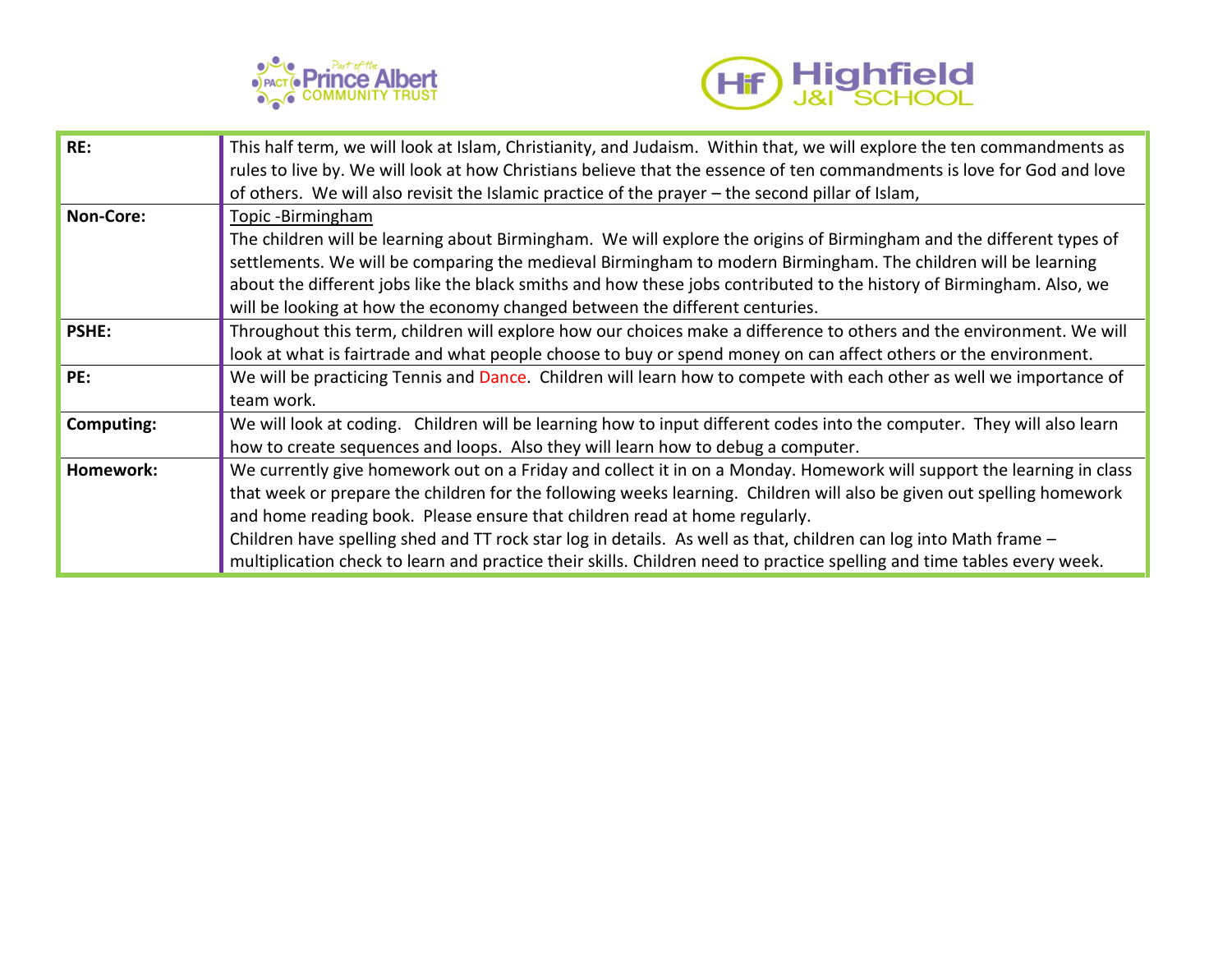| | |
|---|---|
| **RE:** | This half term, we will look at Islam, Christianity, and Judaism. Within that, we will explore the ten commandments as rules to live by. We will look at how Christians believe that the essence of ten commandments is love for God and love of others. We will also revisit the Islamic practice of the prayer – the second pillar of Islam, |
| **Non-Core:** | Topic -Birmingham<br>The children will be learning about Birmingham. We will explore the origins of Birmingham and the different types of settlements. We will be comparing the medieval Birmingham to modern Birmingham. The children will be learning about the different jobs like the black smiths and how these jobs contributed to the history of Birmingham. Also, we will be looking at how the economy changed between the different centuries. |
| **PSHE:** | Throughout this term, children will explore how our choices make a difference to others and the environment. We will look at what is fairtrade and what people choose to buy or spend money on can affect others or the environment. |
| **PE:** | We will be practicing Tennis and Dance. Children will learn how to compete with each other as well we importance of team work. |
| **Computing:** | We will look at coding. Children will be learning how to input different codes into the computer. They will also learn how to create sequences and loops. Also they will learn how to debug a computer. |
| **Homework:** | We currently give homework out on a Friday and collect it in on a Monday. Homework will support the learning in class that week or prepare the children for the following weeks learning. Children will also be given out spelling homework and home reading book. Please ensure that children read at home regularly.<br>Children have spelling shed and TT rock star log in details. As well as that, children can log into Math frame – multiplication check to learn and practice their skills. Children need to practice spelling and time tables every week. |